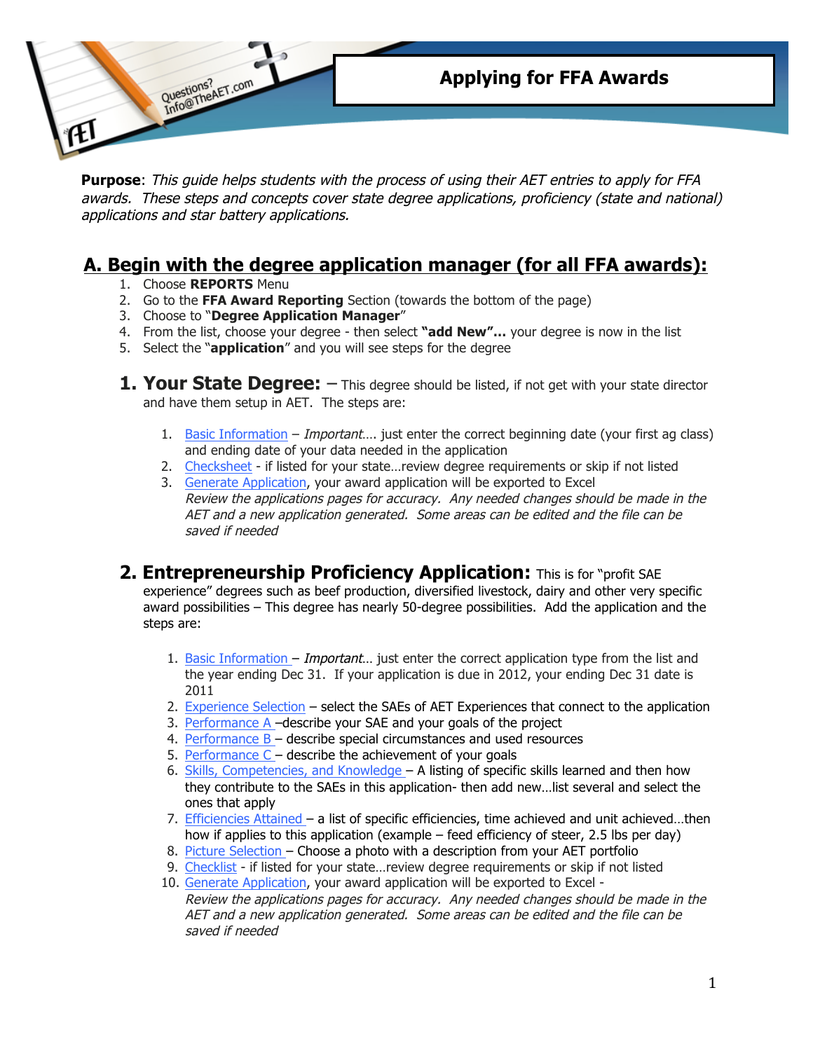# Applying for FFA Awards

Questions? Info@TheAET.com

**Purpose**: *This guide helps students with the process of using their AET entries to apply for FFA awards. These steps and concepts cover state degree applications, proficiency (state and national) applications and star battery applications.*

## A. Begin with the degree application manager (for all FFA awards):

1. Choose **REPORTS** Menu
2. Go to the **FFA Award Reporting** Section (towards the bottom of the page)
3. Choose to "**Degree Application Manager**"
4. From the list, choose your degree - then select **"add New"…** your degree is now in the list
5. Select the "**application**" and you will see steps for the degree

### 1. Your State Degree: – This degree should be listed, if not get with your state director and have them setup in AET. The steps are:

1. Basic Information – *Important*…. just enter the correct beginning date (your first ag class) and ending date of your data needed in the application
2. Checksheet - if listed for your state…review degree requirements or skip if not listed
3. Generate Application, your award application will be exported to Excel
   *Review the applications pages for accuracy. Any needed changes should be made in the AET and a new application generated. Some areas can be edited and the file can be saved if needed*

### 2. Entrepreneurship Proficiency Application: This is for "profit SAE experience" degrees such as beef production, diversified livestock, dairy and other very specific award possibilities – This degree has nearly 50-degree possibilities. Add the application and the steps are:

1. Basic Information – *Important*… just enter the correct application type from the list and the year ending Dec 31. If your application is due in 2012, your ending Dec 31 date is 2011
2. Experience Selection – select the SAEs of AET Experiences that connect to the application
3. Performance A –describe your SAE and your goals of the project
4. Performance B – describe special circumstances and used resources
5. Performance C – describe the achievement of your goals
6. Skills, Competencies, and Knowledge – A listing of specific skills learned and then how they contribute to the SAEs in this application- then add new…list several and select the ones that apply
7. Efficiencies Attained – a list of specific efficiencies, time achieved and unit achieved…then how if applies to this application (example – feed efficiency of steer, 2.5 lbs per day)
8. Picture Selection – Choose a photo with a description from your AET portfolio
9. Checklist - if listed for your state…review degree requirements or skip if not listed
10. Generate Application, your award application will be exported to Excel -
    *Review the applications pages for accuracy. Any needed changes should be made in the AET and a new application generated. Some areas can be edited and the file can be saved if needed*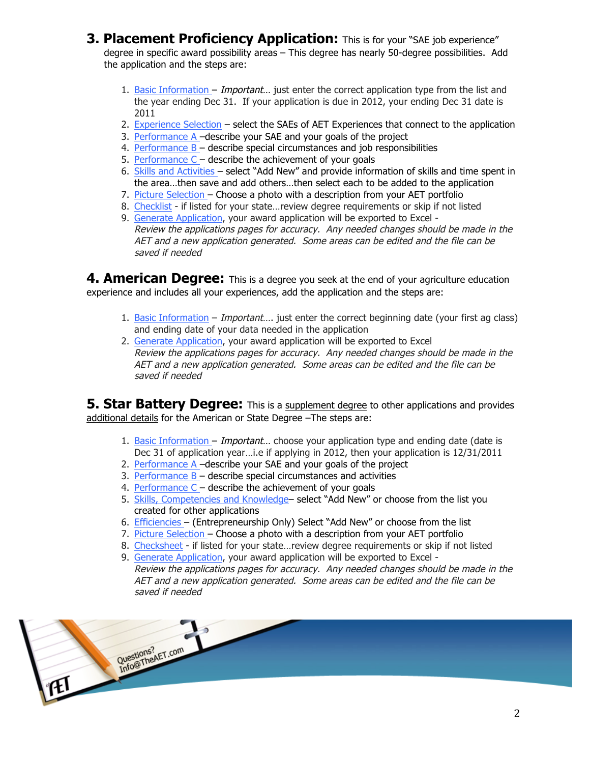## 3. Placement Proficiency Application: This is for your "SAE job experience" degree in specific award possibility areas – This degree has nearly 50-degree possibilities. Add the application and the steps are:

1. Basic Information – *Important…* just enter the correct application type from the list and the year ending Dec 31. If your application is due in 2012, your ending Dec 31 date is 2011
2. Experience Selection – select the SAEs of AET Experiences that connect to the application
3. Performance A –describe your SAE and your goals of the project
4. Performance B – describe special circumstances and job responsibilities
5. Performance C – describe the achievement of your goals
6. Skills and Activities – select "Add New" and provide information of skills and time spent in the area…then save and add others…then select each to be added to the application
7. Picture Selection – Choose a photo with a description from your AET portfolio
8. Checklist - if listed for your state…review degree requirements or skip if not listed
9. Generate Application, your award application will be exported to Excel - *Review the applications pages for accuracy. Any needed changes should be made in the AET and a new application generated. Some areas can be edited and the file can be saved if needed*

## 4. American Degree: This is a degree you seek at the end of your agriculture education experience and includes all your experiences, add the application and the steps are:

1. Basic Information – *Important….* just enter the correct beginning date (your first ag class) and ending date of your data needed in the application
2. Generate Application, your award application will be exported to Excel *Review the applications pages for accuracy. Any needed changes should be made in the AET and a new application generated. Some areas can be edited and the file can be saved if needed*

## 5. Star Battery Degree: This is a supplement degree to other applications and provides additional details for the American or State Degree –The steps are:

1. Basic Information – *Important…* choose your application type and ending date (date is Dec 31 of application year…i.e if applying in 2012, then your application is 12/31/2011
2. Performance A –describe your SAE and your goals of the project
3. Performance B – describe special circumstances and activities
4. Performance C – describe the achievement of your goals
5. Skills, Competencies and Knowledge– select "Add New" or choose from the list you created for other applications
6. Efficiencies – (Entrepreneurship Only) Select "Add New" or choose from the list
7. Picture Selection – Choose a photo with a description from your AET portfolio
8. Checksheet - if listed for your state…review degree requirements or skip if not listed
9. Generate Application, your award application will be exported to Excel - *Review the applications pages for accuracy. Any needed changes should be made in the AET and a new application generated. Some areas can be edited and the file can be saved if needed*

Questions?
Info@TheAET.com